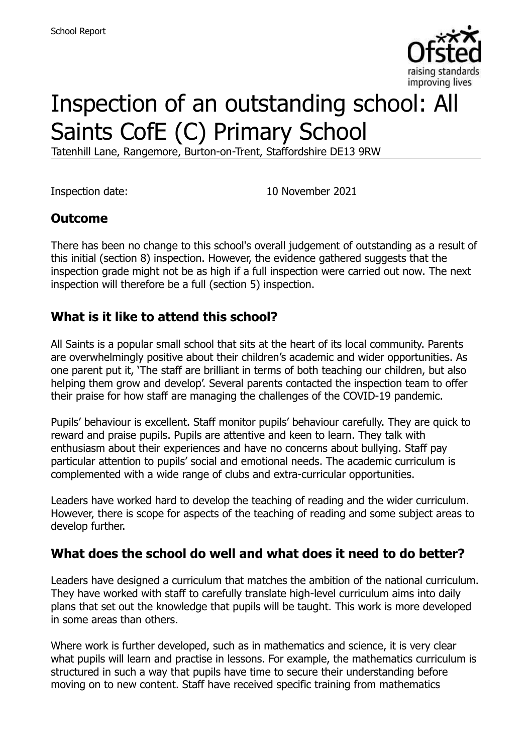School Report

# Inspection of an outstanding school: All Saints CofE (C) Primary School

Tatenhill Lane, Rangemore, Burton-on-Trent, Staffordshire DE13 9RW

Inspection date: 10 November 2021

## Outcome

There has been no change to this school's overall judgement of outstanding as a result of this initial (section 8) inspection. However, the evidence gathered suggests that the inspection grade might not be as high if a full inspection were carried out now. The next inspection will therefore be a full (section 5) inspection.

## What is it like to attend this school?

All Saints is a popular small school that sits at the heart of its local community. Parents are overwhelmingly positive about their children's academic and wider opportunities. As one parent put it, 'The staff are brilliant in terms of both teaching our children, but also helping them grow and develop'. Several parents contacted the inspection team to offer their praise for how staff are managing the challenges of the COVID-19 pandemic.

Pupils' behaviour is excellent. Staff monitor pupils' behaviour carefully. They are quick to reward and praise pupils. Pupils are attentive and keen to learn. They talk with enthusiasm about their experiences and have no concerns about bullying. Staff pay particular attention to pupils' social and emotional needs. The academic curriculum is complemented with a wide range of clubs and extra-curricular opportunities.

Leaders have worked hard to develop the teaching of reading and the wider curriculum. However, there is scope for aspects of the teaching of reading and some subject areas to develop further.

## What does the school do well and what does it need to do better?

Leaders have designed a curriculum that matches the ambition of the national curriculum. They have worked with staff to carefully translate high-level curriculum aims into daily plans that set out the knowledge that pupils will be taught. This work is more developed in some areas than others.

Where work is further developed, such as in mathematics and science, it is very clear what pupils will learn and practise in lessons. For example, the mathematics curriculum is structured in such a way that pupils have time to secure their understanding before moving on to new content. Staff have received specific training from mathematics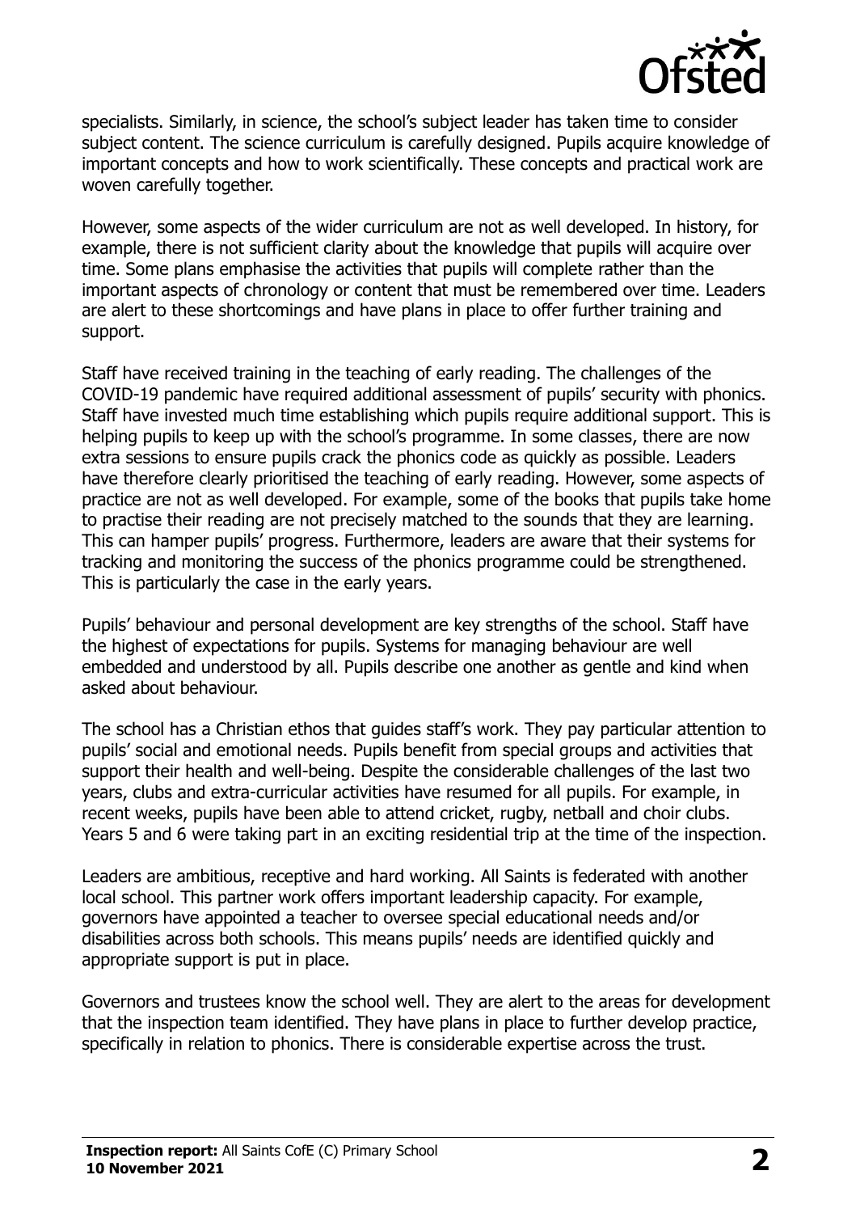specialists. Similarly, in science, the school's subject leader has taken time to consider subject content. The science curriculum is carefully designed. Pupils acquire knowledge of important concepts and how to work scientifically. These concepts and practical work are woven carefully together.

However, some aspects of the wider curriculum are not as well developed. In history, for example, there is not sufficient clarity about the knowledge that pupils will acquire over time. Some plans emphasise the activities that pupils will complete rather than the important aspects of chronology or content that must be remembered over time. Leaders are alert to these shortcomings and have plans in place to offer further training and support.

Staff have received training in the teaching of early reading. The challenges of the COVID-19 pandemic have required additional assessment of pupils' security with phonics. Staff have invested much time establishing which pupils require additional support. This is helping pupils to keep up with the school's programme. In some classes, there are now extra sessions to ensure pupils crack the phonics code as quickly as possible. Leaders have therefore clearly prioritised the teaching of early reading. However, some aspects of practice are not as well developed. For example, some of the books that pupils take home to practise their reading are not precisely matched to the sounds that they are learning. This can hamper pupils' progress. Furthermore, leaders are aware that their systems for tracking and monitoring the success of the phonics programme could be strengthened. This is particularly the case in the early years.

Pupils' behaviour and personal development are key strengths of the school. Staff have the highest of expectations for pupils. Systems for managing behaviour are well embedded and understood by all. Pupils describe one another as gentle and kind when asked about behaviour.

The school has a Christian ethos that guides staff's work. They pay particular attention to pupils' social and emotional needs. Pupils benefit from special groups and activities that support their health and well-being. Despite the considerable challenges of the last two years, clubs and extra-curricular activities have resumed for all pupils. For example, in recent weeks, pupils have been able to attend cricket, rugby, netball and choir clubs. Years 5 and 6 were taking part in an exciting residential trip at the time of the inspection.

Leaders are ambitious, receptive and hard working. All Saints is federated with another local school. This partner work offers important leadership capacity. For example, governors have appointed a teacher to oversee special educational needs and/or disabilities across both schools. This means pupils' needs are identified quickly and appropriate support is put in place.

Governors and trustees know the school well. They are alert to the areas for development that the inspection team identified. They have plans in place to further develop practice, specifically in relation to phonics. There is considerable expertise across the trust.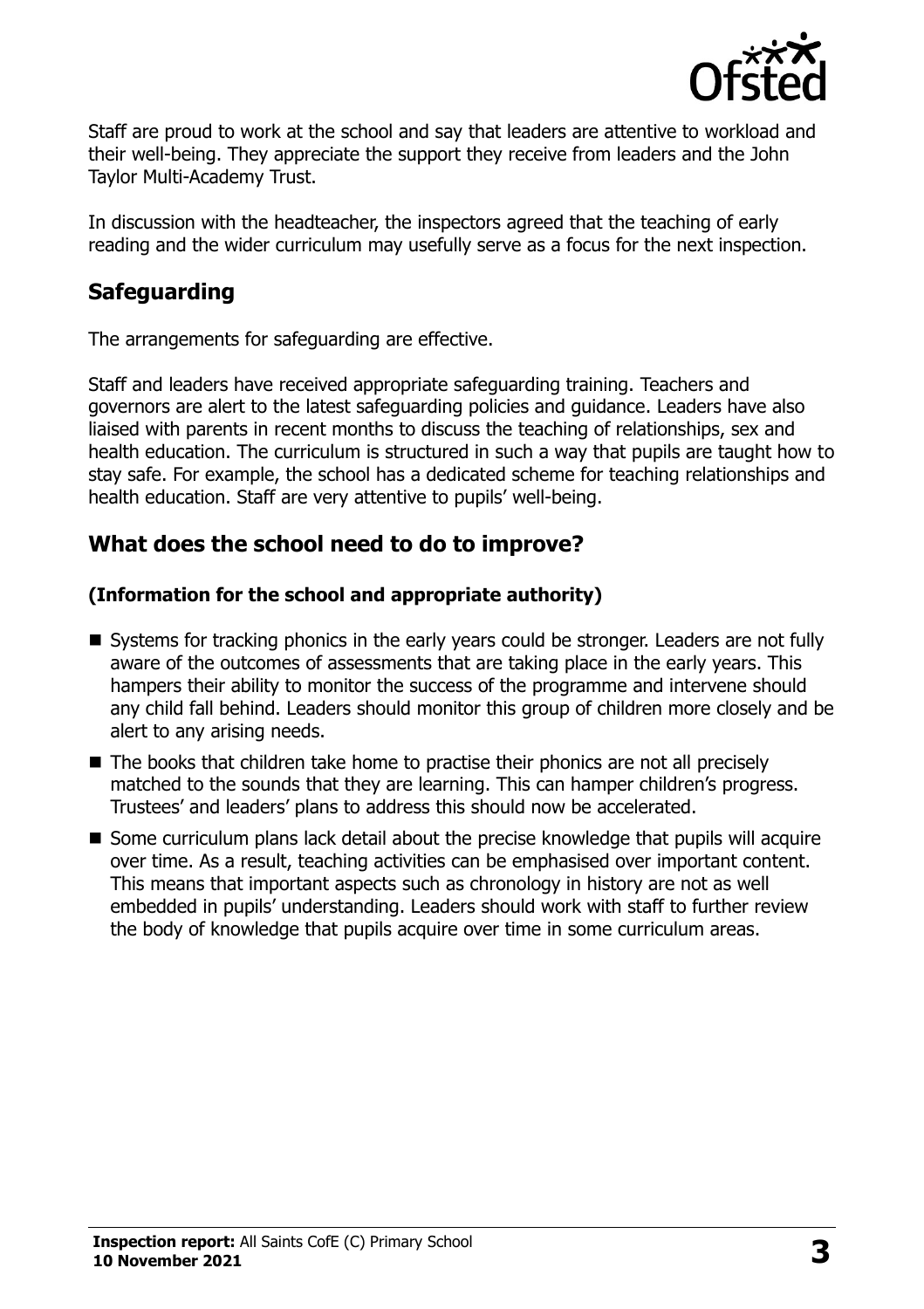Staff are proud to work at the school and say that leaders are attentive to workload and their well-being. They appreciate the support they receive from leaders and the John Taylor Multi-Academy Trust.

In discussion with the headteacher, the inspectors agreed that the teaching of early reading and the wider curriculum may usefully serve as a focus for the next inspection.

## Safeguarding

The arrangements for safeguarding are effective.

Staff and leaders have received appropriate safeguarding training. Teachers and governors are alert to the latest safeguarding policies and guidance. Leaders have also liaised with parents in recent months to discuss the teaching of relationships, sex and health education. The curriculum is structured in such a way that pupils are taught how to stay safe. For example, the school has a dedicated scheme for teaching relationships and health education. Staff are very attentive to pupils' well-being.

## What does the school need to do to improve?

### (Information for the school and appropriate authority)

- Systems for tracking phonics in the early years could be stronger. Leaders are not fully aware of the outcomes of assessments that are taking place in the early years. This hampers their ability to monitor the success of the programme and intervene should any child fall behind. Leaders should monitor this group of children more closely and be alert to any arising needs.
- The books that children take home to practise their phonics are not all precisely matched to the sounds that they are learning. This can hamper children's progress. Trustees' and leaders' plans to address this should now be accelerated.
- Some curriculum plans lack detail about the precise knowledge that pupils will acquire over time. As a result, teaching activities can be emphasised over important content. This means that important aspects such as chronology in history are not as well embedded in pupils' understanding. Leaders should work with staff to further review the body of knowledge that pupils acquire over time in some curriculum areas.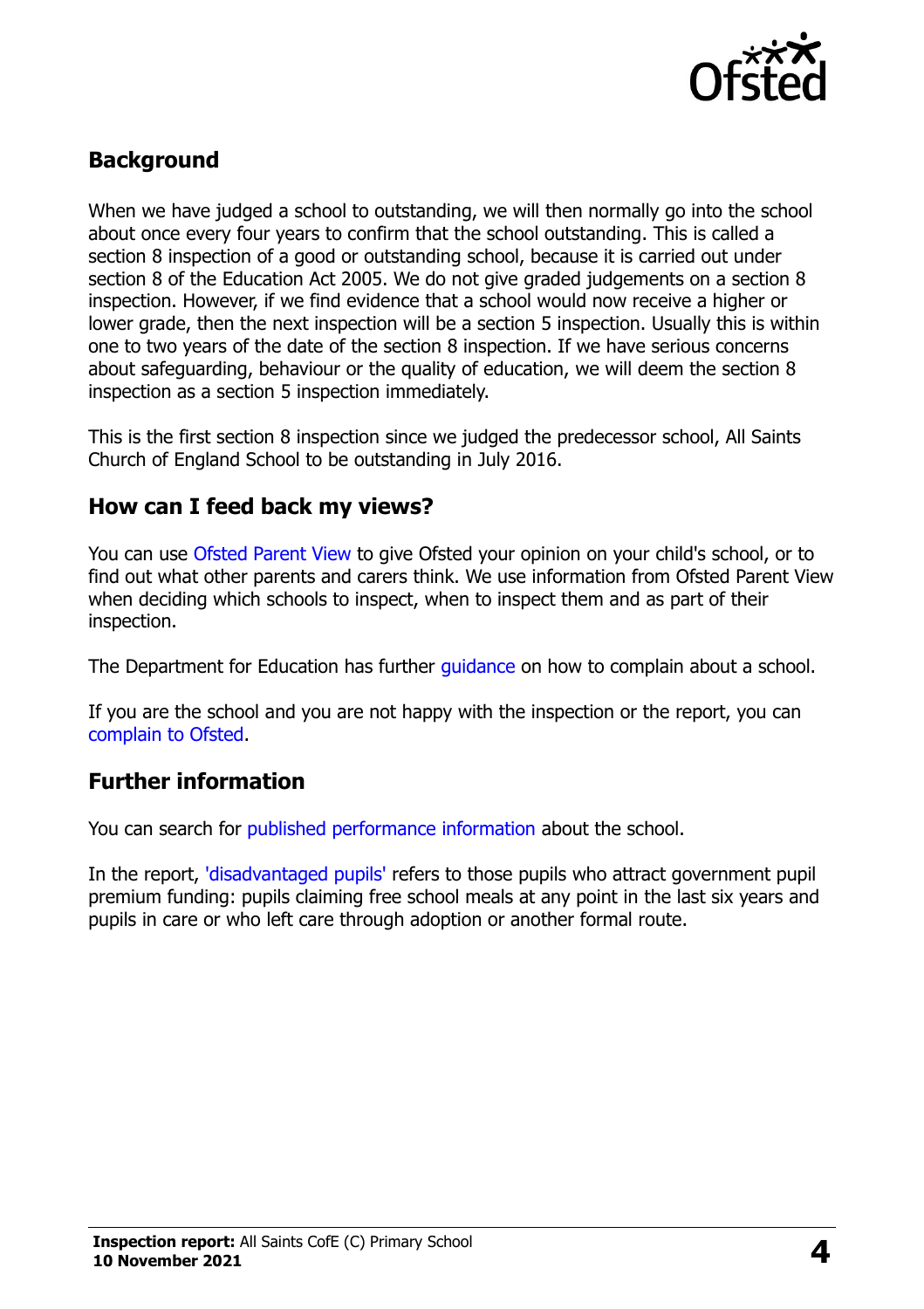## Background

When we have judged a school to outstanding, we will then normally go into the school about once every four years to confirm that the school outstanding. This is called a section 8 inspection of a good or outstanding school, because it is carried out under section 8 of the Education Act 2005. We do not give graded judgements on a section 8 inspection. However, if we find evidence that a school would now receive a higher or lower grade, then the next inspection will be a section 5 inspection. Usually this is within one to two years of the date of the section 8 inspection. If we have serious concerns about safeguarding, behaviour or the quality of education, we will deem the section 8 inspection as a section 5 inspection immediately.

This is the first section 8 inspection since we judged the predecessor school, All Saints Church of England School to be outstanding in July 2016.

## How can I feed back my views?

You can use Ofsted Parent View to give Ofsted your opinion on your child's school, or to find out what other parents and carers think. We use information from Ofsted Parent View when deciding which schools to inspect, when to inspect them and as part of their inspection.

The Department for Education has further guidance on how to complain about a school.

If you are the school and you are not happy with the inspection or the report, you can complain to Ofsted.

## Further information

You can search for published performance information about the school.

In the report, 'disadvantaged pupils' refers to those pupils who attract government pupil premium funding: pupils claiming free school meals at any point in the last six years and pupils in care or who left care through adoption or another formal route.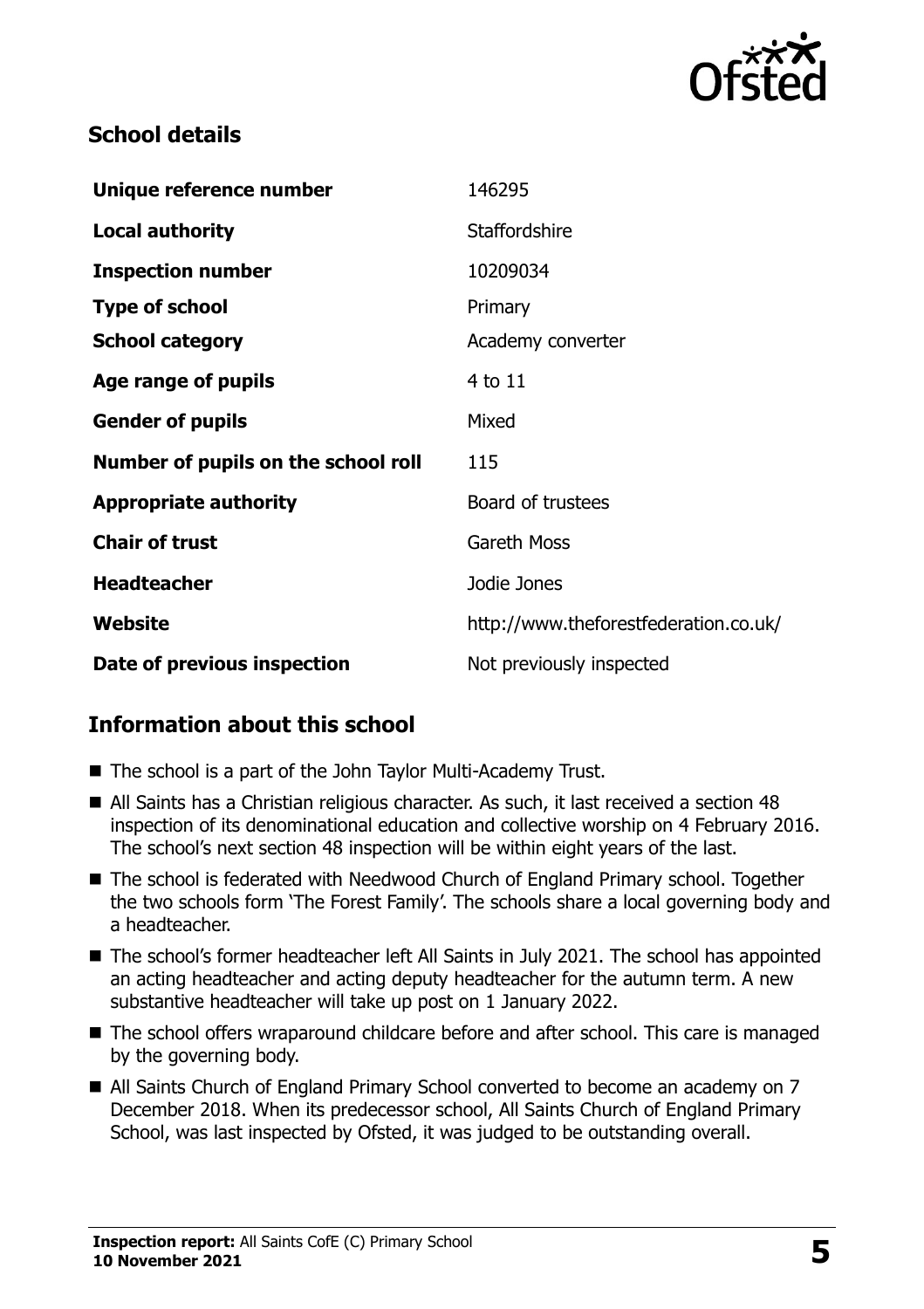## School details

| | |
|---|---|
| **Unique reference number** | 146295 |
| **Local authority** | Staffordshire |
| **Inspection number** | 10209034 |
| **Type of school** | Primary |
| **School category** | Academy converter |
| **Age range of pupils** | 4 to 11 |
| **Gender of pupils** | Mixed |
| **Number of pupils on the school roll** | 115 |
| **Appropriate authority** | Board of trustees |
| **Chair of trust** | Gareth Moss |
| **Headteacher** | Jodie Jones |
| **Website** | http://www.theforestfederation.co.uk/ |
| **Date of previous inspection** | Not previously inspected |

## Information about this school

- The school is a part of the John Taylor Multi-Academy Trust.
- All Saints has a Christian religious character. As such, it last received a section 48 inspection of its denominational education and collective worship on 4 February 2016. The school's next section 48 inspection will be within eight years of the last.
- The school is federated with Needwood Church of England Primary school. Together the two schools form 'The Forest Family'. The schools share a local governing body and a headteacher.
- The school's former headteacher left All Saints in July 2021. The school has appointed an acting headteacher and acting deputy headteacher for the autumn term. A new substantive headteacher will take up post on 1 January 2022.
- The school offers wraparound childcare before and after school. This care is managed by the governing body.
- All Saints Church of England Primary School converted to become an academy on 7 December 2018. When its predecessor school, All Saints Church of England Primary School, was last inspected by Ofsted, it was judged to be outstanding overall.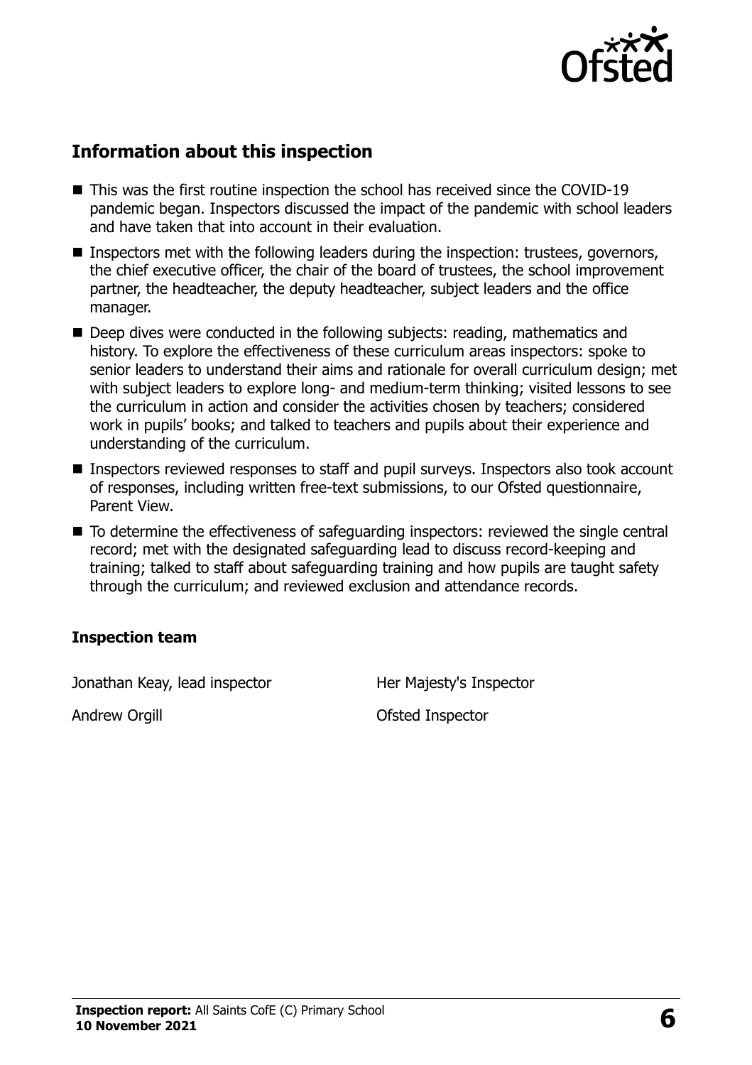## Information about this inspection

- This was the first routine inspection the school has received since the COVID-19 pandemic began. Inspectors discussed the impact of the pandemic with school leaders and have taken that into account in their evaluation.
- Inspectors met with the following leaders during the inspection: trustees, governors, the chief executive officer, the chair of the board of trustees, the school improvement partner, the headteacher, the deputy headteacher, subject leaders and the office manager.
- Deep dives were conducted in the following subjects: reading, mathematics and history. To explore the effectiveness of these curriculum areas inspectors: spoke to senior leaders to understand their aims and rationale for overall curriculum design; met with subject leaders to explore long- and medium-term thinking; visited lessons to see the curriculum in action and consider the activities chosen by teachers; considered work in pupils' books; and talked to teachers and pupils about their experience and understanding of the curriculum.
- Inspectors reviewed responses to staff and pupil surveys. Inspectors also took account of responses, including written free-text submissions, to our Ofsted questionnaire, Parent View.
- To determine the effectiveness of safeguarding inspectors: reviewed the single central record; met with the designated safeguarding lead to discuss record-keeping and training; talked to staff about safeguarding training and how pupils are taught safety through the curriculum; and reviewed exclusion and attendance records.

### Inspection team

| | |
|---|---|
| Jonathan Keay, lead inspector | Her Majesty's Inspector |
| Andrew Orgill | Ofsted Inspector |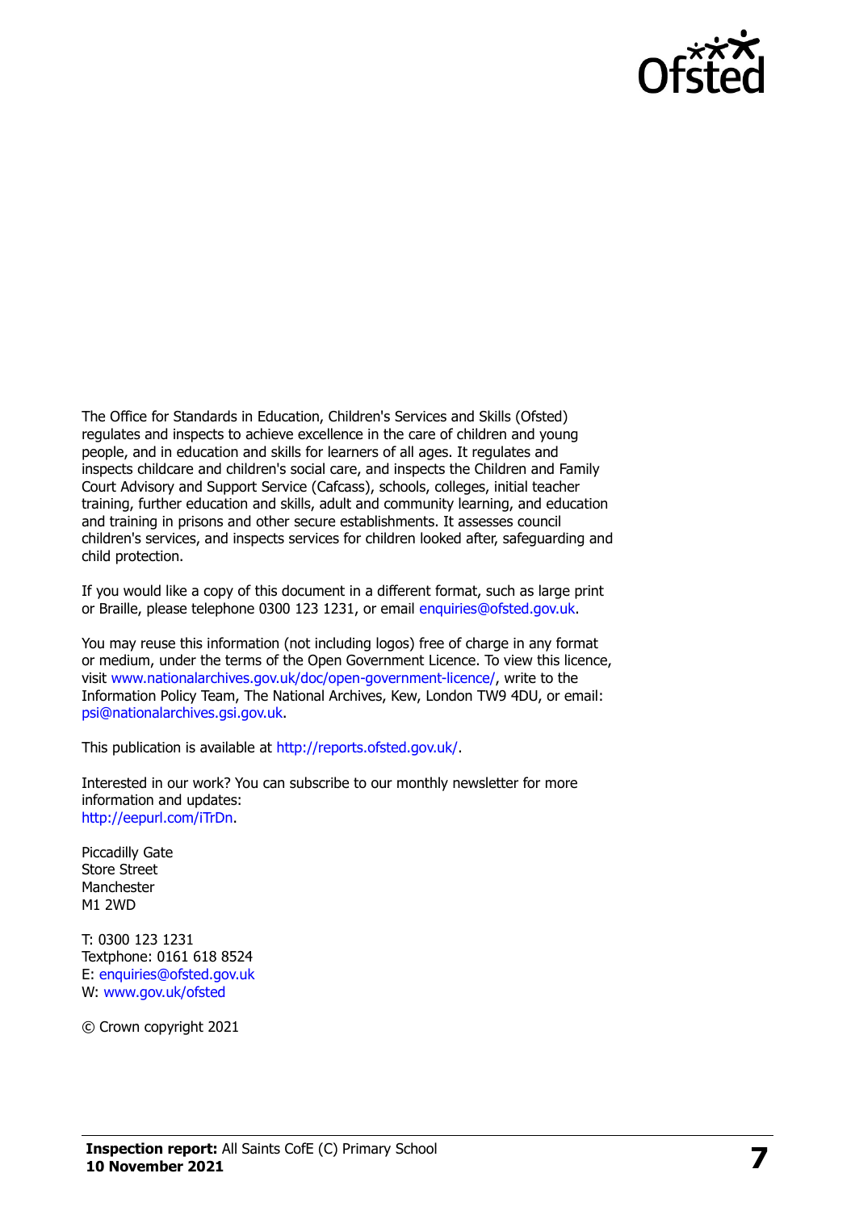The Office for Standards in Education, Children's Services and Skills (Ofsted) regulates and inspects to achieve excellence in the care of children and young people, and in education and skills for learners of all ages. It regulates and inspects childcare and children's social care, and inspects the Children and Family Court Advisory and Support Service (Cafcass), schools, colleges, initial teacher training, further education and skills, adult and community learning, and education and training in prisons and other secure establishments. It assesses council children's services, and inspects services for children looked after, safeguarding and child protection.

If you would like a copy of this document in a different format, such as large print or Braille, please telephone 0300 123 1231, or email enquiries@ofsted.gov.uk.

You may reuse this information (not including logos) free of charge in any format or medium, under the terms of the Open Government Licence. To view this licence, visit www.nationalarchives.gov.uk/doc/open-government-licence/, write to the Information Policy Team, The National Archives, Kew, London TW9 4DU, or email: psi@nationalarchives.gsi.gov.uk.

This publication is available at http://reports.ofsted.gov.uk/.

Interested in our work? You can subscribe to our monthly newsletter for more information and updates:
http://eepurl.com/iTrDn.

Piccadilly Gate
Store Street
Manchester
M1 2WD

T: 0300 123 1231
Textphone: 0161 618 8524
E: enquiries@ofsted.gov.uk
W: www.gov.uk/ofsted

© Crown copyright 2021